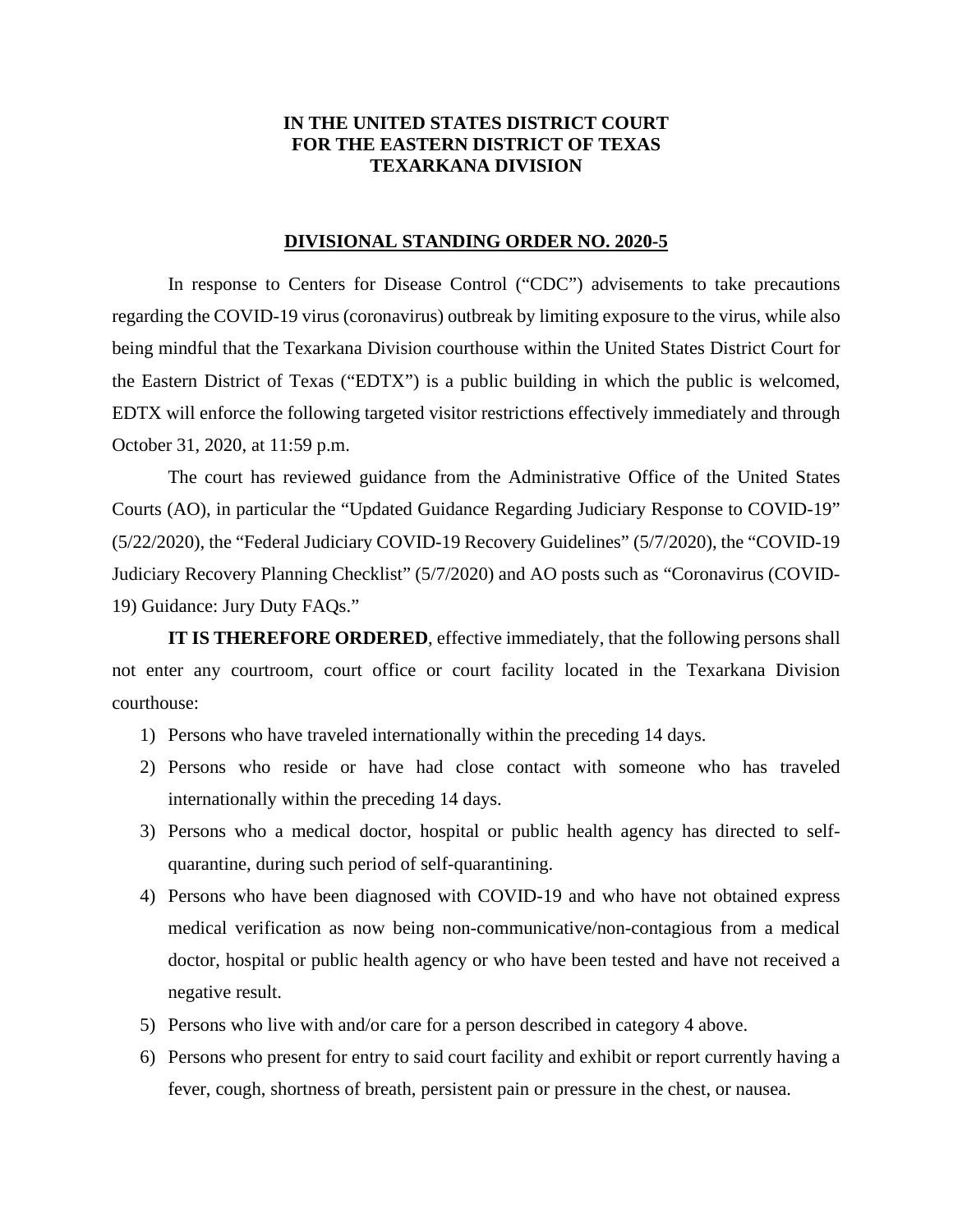**IN THE UNITED STATES DISTRICT COURT**
**FOR THE EASTERN DISTRICT OF TEXAS**
**TEXARKANA DIVISION**

## DIVISIONAL STANDING ORDER NO. 2020-5

In response to Centers for Disease Control ("CDC") advisements to take precautions regarding the COVID-19 virus (coronavirus) outbreak by limiting exposure to the virus, while also being mindful that the Texarkana Division courthouse within the United States District Court for the Eastern District of Texas ("EDTX") is a public building in which the public is welcomed, EDTX will enforce the following targeted visitor restrictions effectively immediately and through October 31, 2020, at 11:59 p.m.

The court has reviewed guidance from the Administrative Office of the United States Courts (AO), in particular the "Updated Guidance Regarding Judiciary Response to COVID-19" (5/22/2020), the "Federal Judiciary COVID-19 Recovery Guidelines" (5/7/2020), the "COVID-19 Judiciary Recovery Planning Checklist" (5/7/2020) and AO posts such as "Coronavirus (COVID-19) Guidance: Jury Duty FAQs."

**IT IS THEREFORE ORDERED**, effective immediately, that the following persons shall not enter any courtroom, court office or court facility located in the Texarkana Division courthouse:

1) Persons who have traveled internationally within the preceding 14 days.
2) Persons who reside or have had close contact with someone who has traveled internationally within the preceding 14 days.
3) Persons who a medical doctor, hospital or public health agency has directed to self-quarantine, during such period of self-quarantining.
4) Persons who have been diagnosed with COVID-19 and who have not obtained express medical verification as now being non-communicative/non-contagious from a medical doctor, hospital or public health agency or who have been tested and have not received a negative result.
5) Persons who live with and/or care for a person described in category 4 above.
6) Persons who present for entry to said court facility and exhibit or report currently having a fever, cough, shortness of breath, persistent pain or pressure in the chest, or nausea.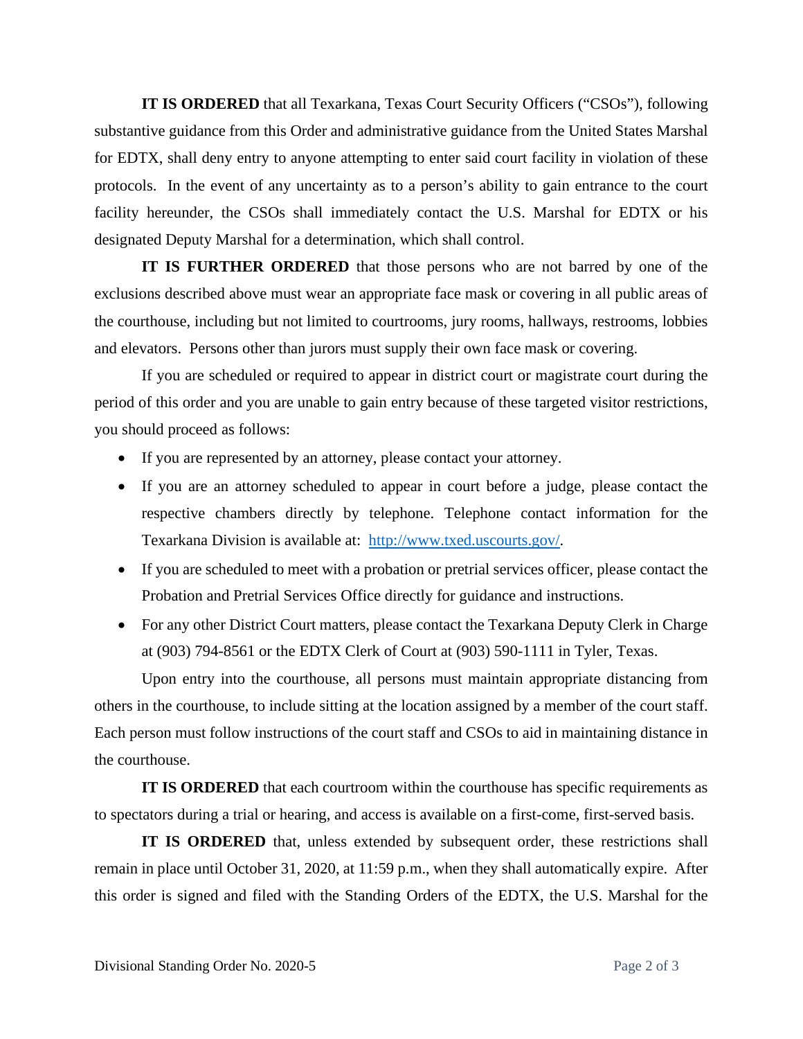**IT IS ORDERED** that all Texarkana, Texas Court Security Officers ("CSOs"), following substantive guidance from this Order and administrative guidance from the United States Marshal for EDTX, shall deny entry to anyone attempting to enter said court facility in violation of these protocols. In the event of any uncertainty as to a person's ability to gain entrance to the court facility hereunder, the CSOs shall immediately contact the U.S. Marshal for EDTX or his designated Deputy Marshal for a determination, which shall control.

**IT IS FURTHER ORDERED** that those persons who are not barred by one of the exclusions described above must wear an appropriate face mask or covering in all public areas of the courthouse, including but not limited to courtrooms, jury rooms, hallways, restrooms, lobbies and elevators. Persons other than jurors must supply their own face mask or covering.

If you are scheduled or required to appear in district court or magistrate court during the period of this order and you are unable to gain entry because of these targeted visitor restrictions, you should proceed as follows:

- If you are represented by an attorney, please contact your attorney.
- If you are an attorney scheduled to appear in court before a judge, please contact the respective chambers directly by telephone. Telephone contact information for the Texarkana Division is available at: [http://www.txed.uscourts.gov/](http://www.txed.uscourts.gov/).
- If you are scheduled to meet with a probation or pretrial services officer, please contact the Probation and Pretrial Services Office directly for guidance and instructions.
- For any other District Court matters, please contact the Texarkana Deputy Clerk in Charge at (903) 794-8561 or the EDTX Clerk of Court at (903) 590-1111 in Tyler, Texas.

Upon entry into the courthouse, all persons must maintain appropriate distancing from others in the courthouse, to include sitting at the location assigned by a member of the court staff. Each person must follow instructions of the court staff and CSOs to aid in maintaining distance in the courthouse.

**IT IS ORDERED** that each courtroom within the courthouse has specific requirements as to spectators during a trial or hearing, and access is available on a first-come, first-served basis.

**IT IS ORDERED** that, unless extended by subsequent order, these restrictions shall remain in place until October 31, 2020, at 11:59 p.m., when they shall automatically expire. After this order is signed and filed with the Standing Orders of the EDTX, the U.S. Marshal for the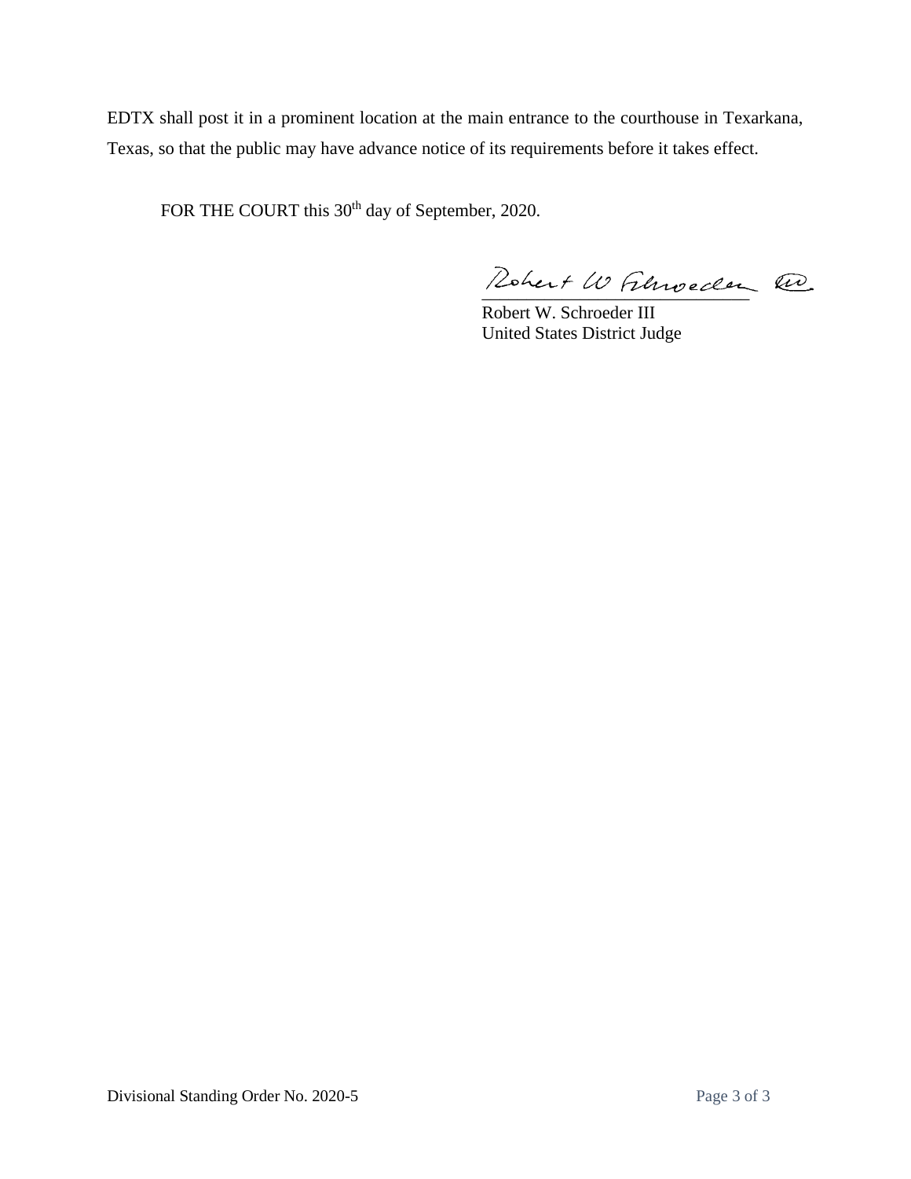EDTX shall post it in a prominent location at the main entrance to the courthouse in Texarkana, Texas, so that the public may have advance notice of its requirements before it takes effect.

FOR THE COURT this 30th day of September, 2020.

Robert W. Schroeder III
United States District Judge